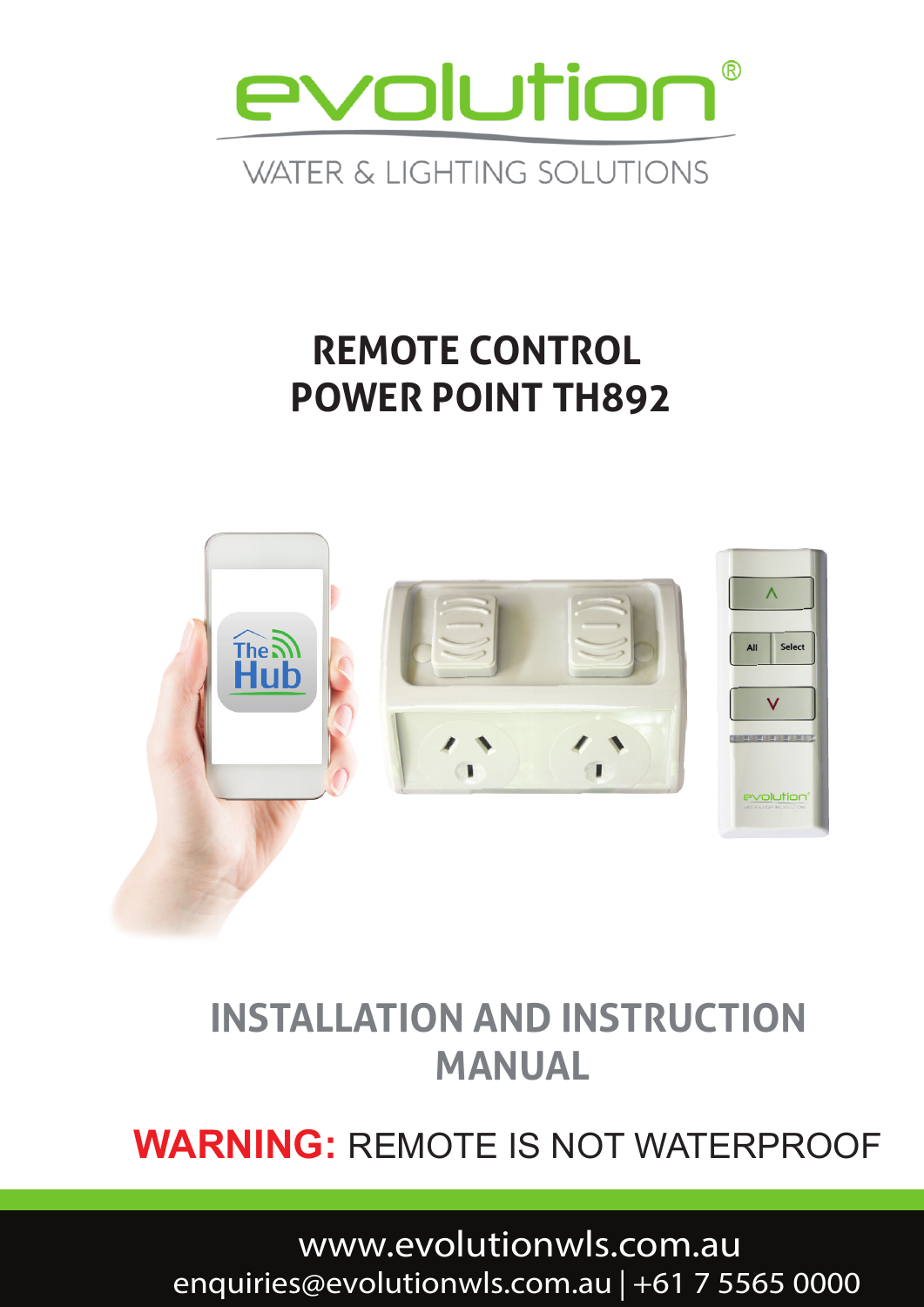evolution®

WATER & LIGHTING SOLUTIONS

# REMOTE CONTROL POWER POINT TH892

## INSTALLATION AND INSTRUCTION MANUAL

**WARNING:** REMOTE IS NOT WATERPROOF

www.evolutionwls.com.au

enquiries@evolutionwls.com.au | +61 7 5565 0000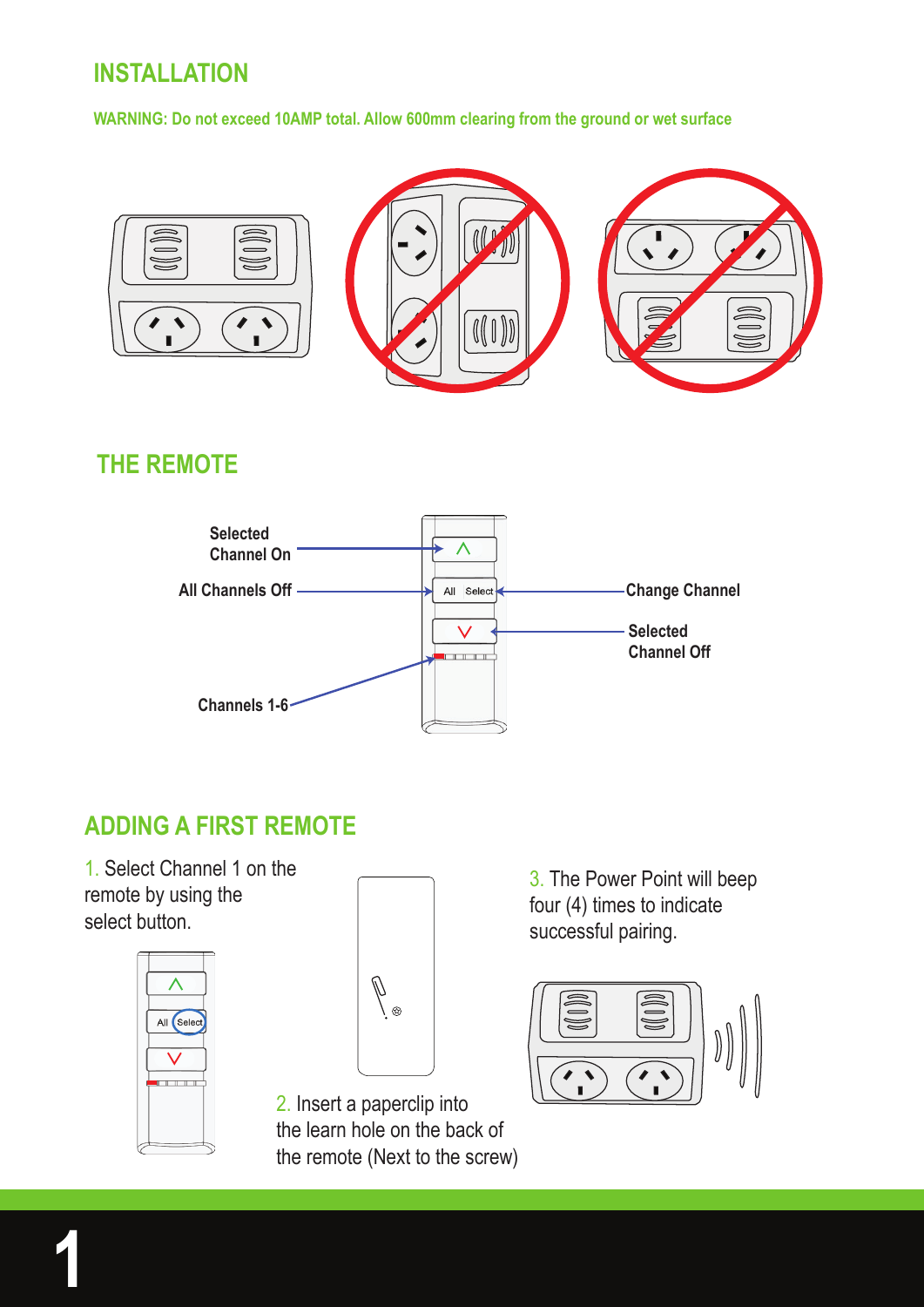## INSTALLATION

**WARNING: Do not exceed 10AMP total. Allow 600mm clearing from the ground or wet surface**

## THE REMOTE

- Selected Channel On
- All Channels Off
- Change Channel
- Selected Channel Off
- Channels 1-6

## ADDING A FIRST REMOTE

1. Select Channel 1 on the remote by using the select button.

2. Insert a paperclip into the learn hole on the back of the remote (Next to the screw)

3. The Power Point will beep four (4) times to indicate successful pairing.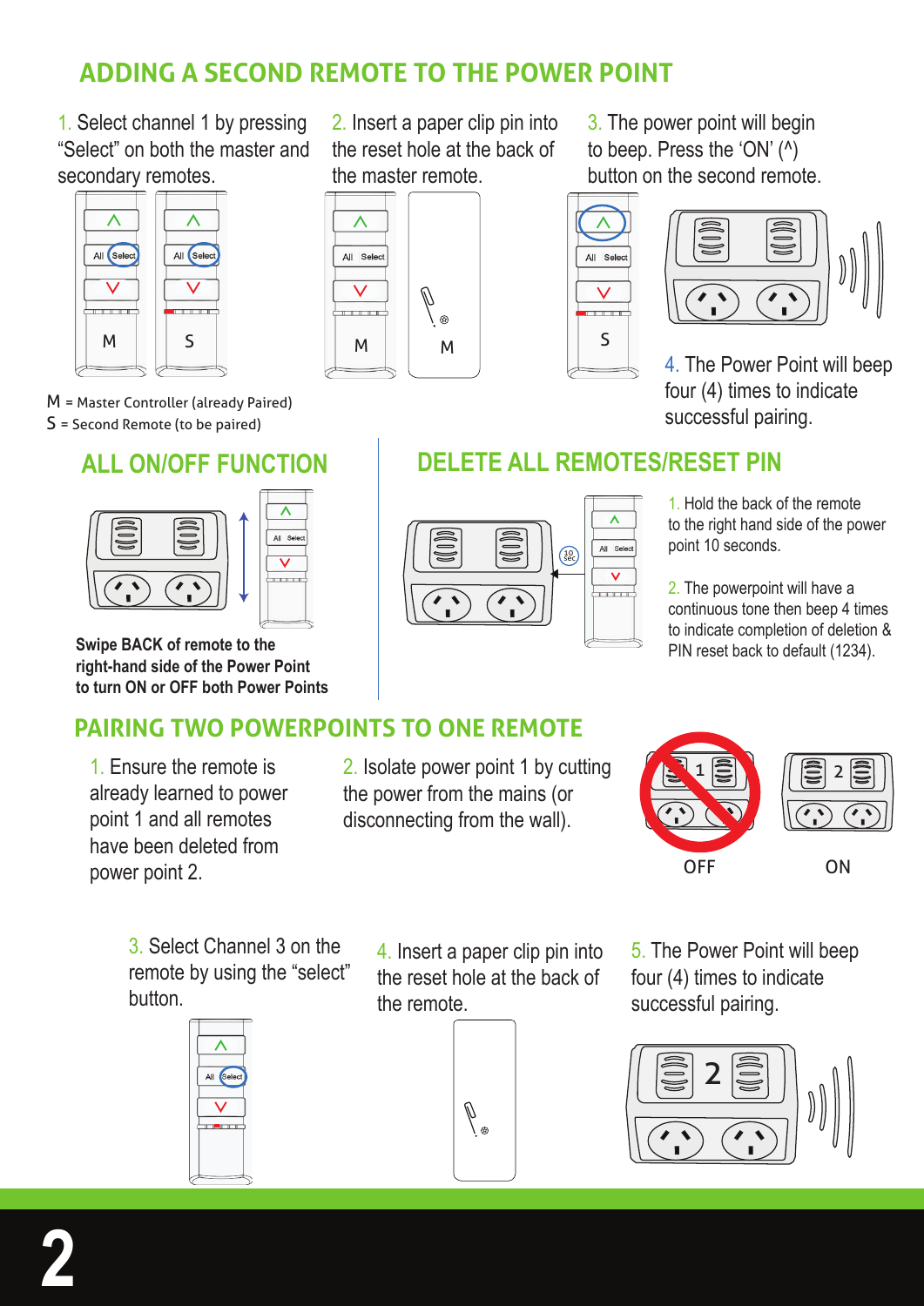## ADDING A SECOND REMOTE TO THE POWER POINT

1. Select channel 1 by pressing "Select" on both the master and secondary remotes.

2. Insert a paper clip pin into the reset hole at the back of the master remote.

3. The power point will begin to beep. Press the 'ON' (^) button on the second remote.

4. The Power Point will beep four (4) times to indicate successful pairing.

M = Master Controller (already Paired)
S = Second Remote (to be paired)

## ALL ON/OFF FUNCTION

**Swipe BACK of remote to the right-hand side of the Power Point to turn ON or OFF both Power Points**

## DELETE ALL REMOTES/RESET PIN

1. Hold the back of the remote to the right hand side of the power point 10 seconds.

2. The powerpoint will have a continuous tone then beep 4 times to indicate completion of deletion & PIN reset back to default (1234).

## PAIRING TWO POWERPOINTS TO ONE REMOTE

1. Ensure the remote is already learned to power point 1 and all remotes have been deleted from power point 2.

2. Isolate power point 1 by cutting the power from the mains (or disconnecting from the wall).

OFF ON

3. Select Channel 3 on the remote by using the "select" button.

4. Insert a paper clip pin into the reset hole at the back of the remote.

5. The Power Point will beep four (4) times to indicate successful pairing.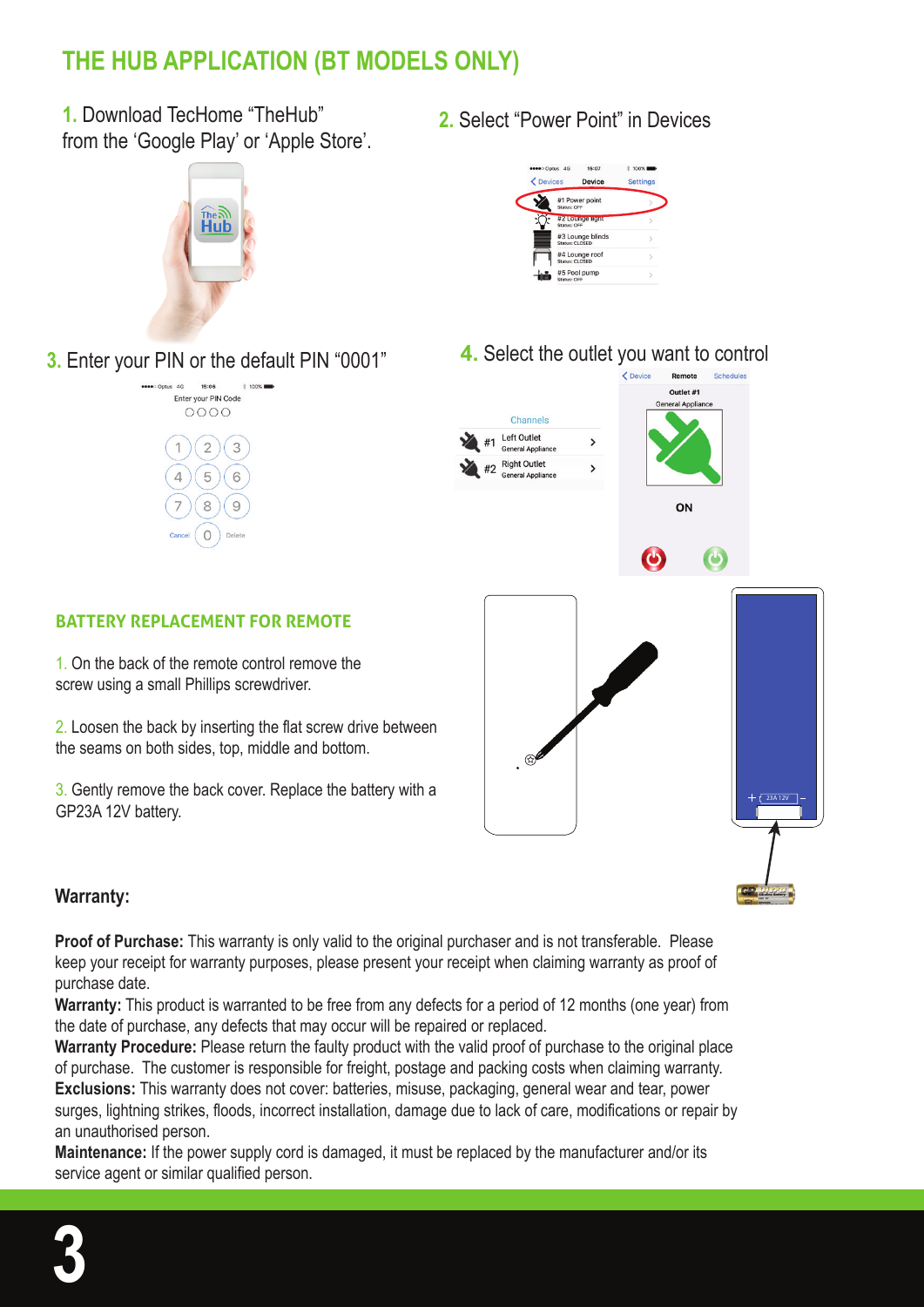# THE HUB APPLICATION (BT MODELS ONLY)

1. Download TecHome “TheHub” from the ‘Google Play’ or ‘Apple Store’.

2. Select “Power Point” in Devices

3. Enter your PIN or the default PIN “0001”

4. Select the outlet you want to control

## BATTERY REPLACEMENT FOR REMOTE

1. On the back of the remote control remove the screw using a small Phillips screwdriver.

2. Loosen the back by inserting the flat screw drive between the seams on both sides, top, middle and bottom.

3. Gently remove the back cover. Replace the battery with a GP23A 12V battery.

### Warranty:

**Proof of Purchase:** This warranty is only valid to the original purchaser and is not transferable. Please keep your receipt for warranty purposes, please present your receipt when claiming warranty as proof of purchase date.

**Warranty:** This product is warranted to be free from any defects for a period of 12 months (one year) from the date of purchase, any defects that may occur will be repaired or replaced.

**Warranty Procedure:** Please return the faulty product with the valid proof of purchase to the original place of purchase. The customer is responsible for freight, postage and packing costs when claiming warranty.

**Exclusions:** This warranty does not cover: batteries, misuse, packaging, general wear and tear, power surges, lightning strikes, floods, incorrect installation, damage due to lack of care, modifications or repair by an unauthorised person.

**Maintenance:** If the power supply cord is damaged, it must be replaced by the manufacturer and/or its service agent or similar qualified person.